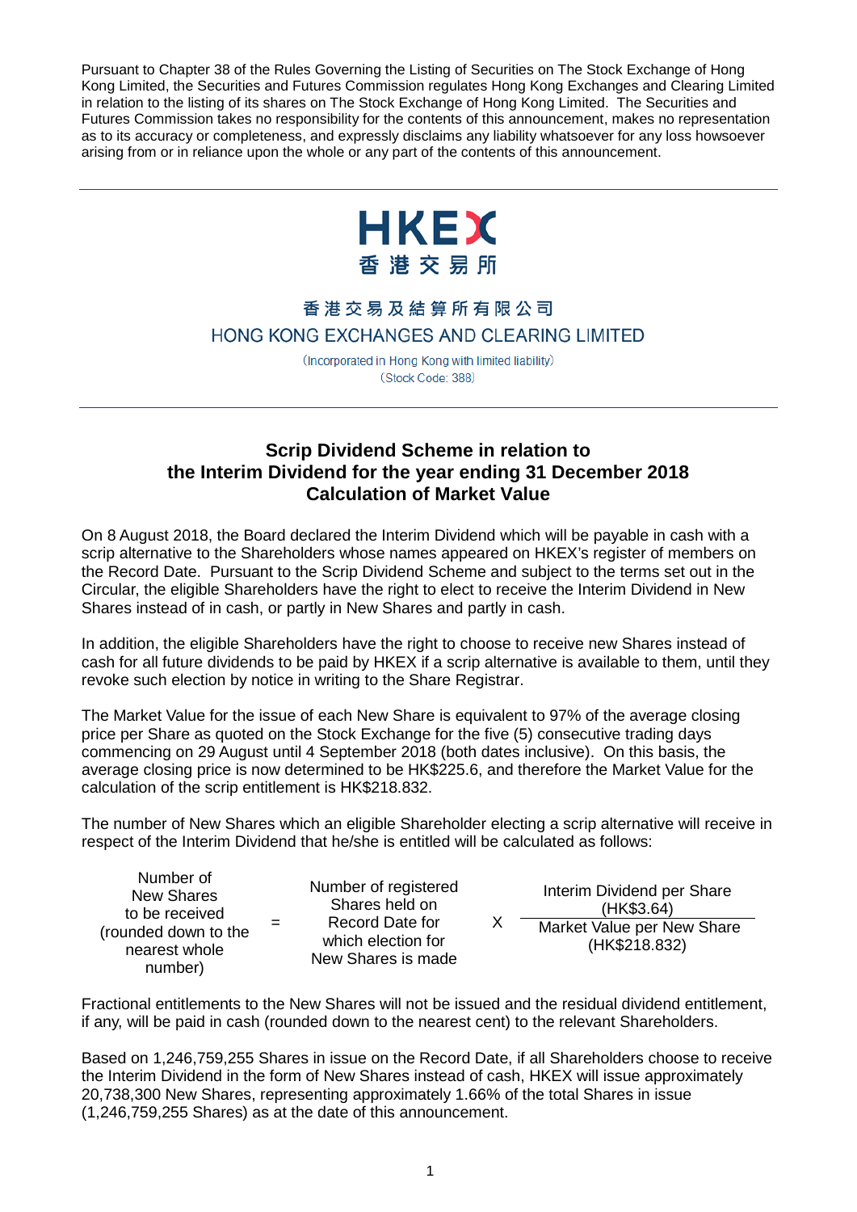Pursuant to Chapter 38 of the Rules Governing the Listing of Securities on The Stock Exchange of Hong Kong Limited, the Securities and Futures Commission regulates Hong Kong Exchanges and Clearing Limited in relation to the listing of its shares on The Stock Exchange of Hong Kong Limited. The Securities and Futures Commission takes no responsibility for the contents of this announcement, makes no representation as to its accuracy or completeness, and expressly disclaims any liability whatsoever for any loss howsoever arising from or in reliance upon the whole or any part of the contents of this announcement.

HKEX
香港交易所

香港交易及結算所有限公司
HONG KONG EXCHANGES AND CLEARING LIMITED

(Incorporated in Hong Kong with limited liability)
(Stock Code: 388)

# Scrip Dividend Scheme in relation to the Interim Dividend for the year ending 31 December 2018 Calculation of Market Value

On 8 August 2018, the Board declared the Interim Dividend which will be payable in cash with a scrip alternative to the Shareholders whose names appeared on HKEX's register of members on the Record Date. Pursuant to the Scrip Dividend Scheme and subject to the terms set out in the Circular, the eligible Shareholders have the right to elect to receive the Interim Dividend in New Shares instead of in cash, or partly in New Shares and partly in cash.

In addition, the eligible Shareholders have the right to choose to receive new Shares instead of cash for all future dividends to be paid by HKEX if a scrip alternative is available to them, until they revoke such election by notice in writing to the Share Registrar.

The Market Value for the issue of each New Share is equivalent to 97% of the average closing price per Share as quoted on the Stock Exchange for the five (5) consecutive trading days commencing on 29 August until 4 September 2018 (both dates inclusive). On this basis, the average closing price is now determined to be HK$225.6, and therefore the Market Value for the calculation of the scrip entitlement is HK$218.832.

The number of New Shares which an eligible Shareholder electing a scrip alternative will receive in respect of the Interim Dividend that he/she is entitled will be calculated as follows:

$$\text{Number of New Shares to be received (rounded down to the nearest whole number)} = \text{Number of registered Shares held on Record Date for which election for New Shares is made} \times \frac{\text{Interim Dividend per Share (HK\$3.64)}}{\text{Market Value per New Share (HK\$218.832)}}$$

Fractional entitlements to the New Shares will not be issued and the residual dividend entitlement, if any, will be paid in cash (rounded down to the nearest cent) to the relevant Shareholders.

Based on 1,246,759,255 Shares in issue on the Record Date, if all Shareholders choose to receive the Interim Dividend in the form of New Shares instead of cash, HKEX will issue approximately 20,738,300 New Shares, representing approximately 1.66% of the total Shares in issue (1,246,759,255 Shares) as at the date of this announcement.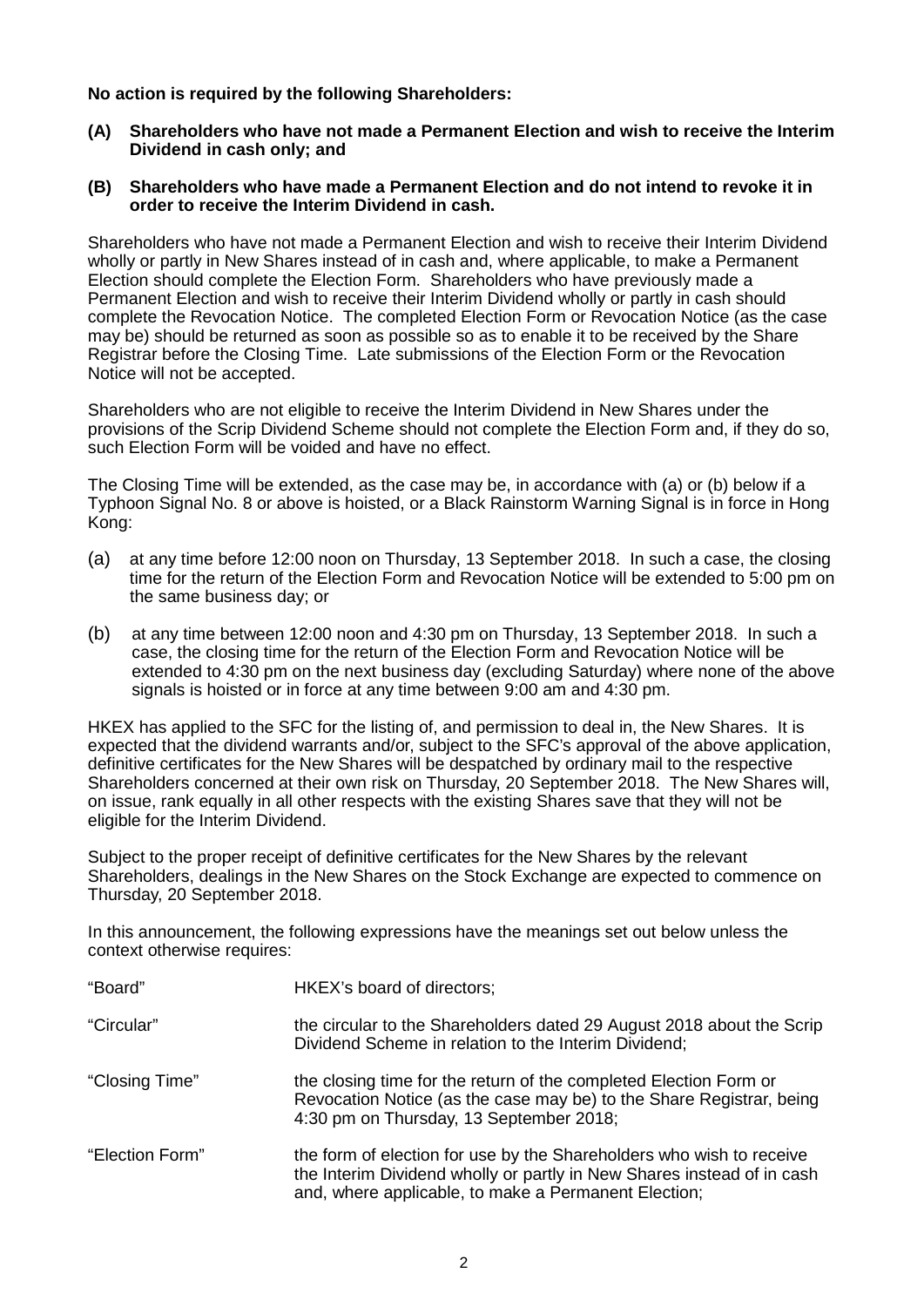**No action is required by the following Shareholders:**

**(A) Shareholders who have not made a Permanent Election and wish to receive the Interim Dividend in cash only; and**

**(B) Shareholders who have made a Permanent Election and do not intend to revoke it in order to receive the Interim Dividend in cash.**

Shareholders who have not made a Permanent Election and wish to receive their Interim Dividend wholly or partly in New Shares instead of in cash and, where applicable, to make a Permanent Election should complete the Election Form. Shareholders who have previously made a Permanent Election and wish to receive their Interim Dividend wholly or partly in cash should complete the Revocation Notice. The completed Election Form or Revocation Notice (as the case may be) should be returned as soon as possible so as to enable it to be received by the Share Registrar before the Closing Time. Late submissions of the Election Form or the Revocation Notice will not be accepted.

Shareholders who are not eligible to receive the Interim Dividend in New Shares under the provisions of the Scrip Dividend Scheme should not complete the Election Form and, if they do so, such Election Form will be voided and have no effect.

The Closing Time will be extended, as the case may be, in accordance with (a) or (b) below if a Typhoon Signal No. 8 or above is hoisted, or a Black Rainstorm Warning Signal is in force in Hong Kong:

(a) at any time before 12:00 noon on Thursday, 13 September 2018. In such a case, the closing time for the return of the Election Form and Revocation Notice will be extended to 5:00 pm on the same business day; or

(b) at any time between 12:00 noon and 4:30 pm on Thursday, 13 September 2018. In such a case, the closing time for the return of the Election Form and Revocation Notice will be extended to 4:30 pm on the next business day (excluding Saturday) where none of the above signals is hoisted or in force at any time between 9:00 am and 4:30 pm.

HKEX has applied to the SFC for the listing of, and permission to deal in, the New Shares. It is expected that the dividend warrants and/or, subject to the SFC's approval of the above application, definitive certificates for the New Shares will be despatched by ordinary mail to the respective Shareholders concerned at their own risk on Thursday, 20 September 2018. The New Shares will, on issue, rank equally in all other respects with the existing Shares save that they will not be eligible for the Interim Dividend.

Subject to the proper receipt of definitive certificates for the New Shares by the relevant Shareholders, dealings in the New Shares on the Stock Exchange are expected to commence on Thursday, 20 September 2018.

In this announcement, the following expressions have the meanings set out below unless the context otherwise requires:

| | |
|---|---|
| "Board" | HKEX's board of directors; |
| "Circular" | the circular to the Shareholders dated 29 August 2018 about the Scrip Dividend Scheme in relation to the Interim Dividend; |
| "Closing Time" | the closing time for the return of the completed Election Form or Revocation Notice (as the case may be) to the Share Registrar, being 4:30 pm on Thursday, 13 September 2018; |
| "Election Form" | the form of election for use by the Shareholders who wish to receive the Interim Dividend wholly or partly in New Shares instead of in cash and, where applicable, to make a Permanent Election; |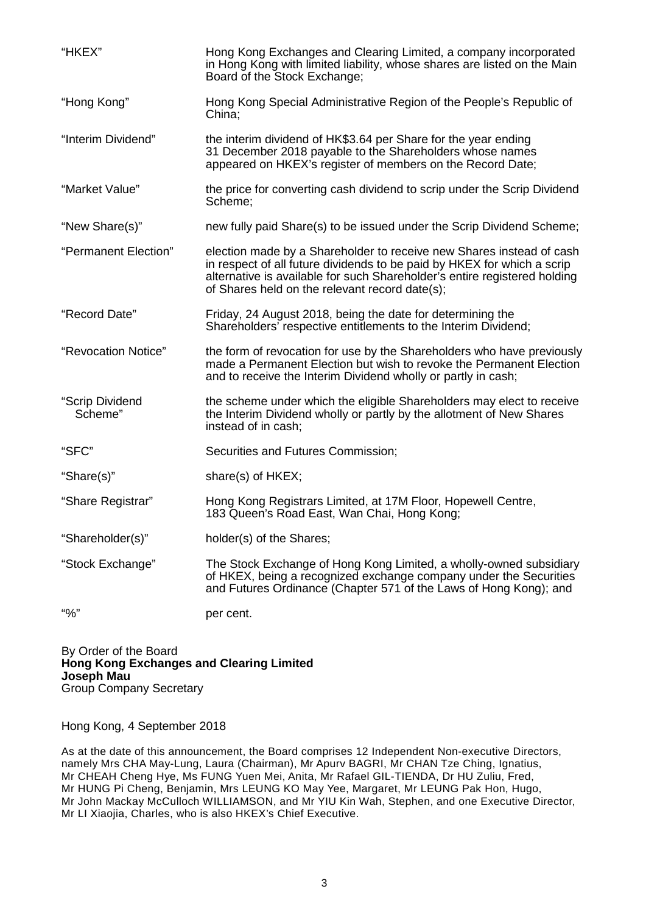| | |
|---|---|
| "HKEX" | Hong Kong Exchanges and Clearing Limited, a company incorporated in Hong Kong with limited liability, whose shares are listed on the Main Board of the Stock Exchange; |
| "Hong Kong" | Hong Kong Special Administrative Region of the People's Republic of China; |
| "Interim Dividend" | the interim dividend of HK$3.64 per Share for the year ending 31 December 2018 payable to the Shareholders whose names appeared on HKEX's register of members on the Record Date; |
| "Market Value" | the price for converting cash dividend to scrip under the Scrip Dividend Scheme; |
| "New Share(s)" | new fully paid Share(s) to be issued under the Scrip Dividend Scheme; |
| "Permanent Election" | election made by a Shareholder to receive new Shares instead of cash in respect of all future dividends to be paid by HKEX for which a scrip alternative is available for such Shareholder's entire registered holding of Shares held on the relevant record date(s); |
| "Record Date" | Friday, 24 August 2018, being the date for determining the Shareholders' respective entitlements to the Interim Dividend; |
| "Revocation Notice" | the form of revocation for use by the Shareholders who have previously made a Permanent Election but wish to revoke the Permanent Election and to receive the Interim Dividend wholly or partly in cash; |
| "Scrip Dividend Scheme" | the scheme under which the eligible Shareholders may elect to receive the Interim Dividend wholly or partly by the allotment of New Shares instead of in cash; |
| "SFC" | Securities and Futures Commission; |
| "Share(s)" | share(s) of HKEX; |
| "Share Registrar" | Hong Kong Registrars Limited, at 17M Floor, Hopewell Centre, 183 Queen's Road East, Wan Chai, Hong Kong; |
| "Shareholder(s)" | holder(s) of the Shares; |
| "Stock Exchange" | The Stock Exchange of Hong Kong Limited, a wholly-owned subsidiary of HKEX, being a recognized exchange company under the Securities and Futures Ordinance (Chapter 571 of the Laws of Hong Kong); and |
| "%" | per cent. |

By Order of the Board
**Hong Kong Exchanges and Clearing Limited**
**Joseph Mau**
Group Company Secretary

Hong Kong, 4 September 2018

As at the date of this announcement, the Board comprises 12 Independent Non-executive Directors, namely Mrs CHA May-Lung, Laura (Chairman), Mr Apurv BAGRI, Mr CHAN Tze Ching, Ignatius, Mr CHEAH Cheng Hye, Ms FUNG Yuen Mei, Anita, Mr Rafael GIL-TIENDA, Dr HU Zuliu, Fred, Mr HUNG Pi Cheng, Benjamin, Mrs LEUNG KO May Yee, Margaret, Mr LEUNG Pak Hon, Hugo, Mr John Mackay McCulloch WILLIAMSON, and Mr YIU Kin Wah, Stephen, and one Executive Director, Mr LI Xiaojia, Charles, who is also HKEX's Chief Executive.